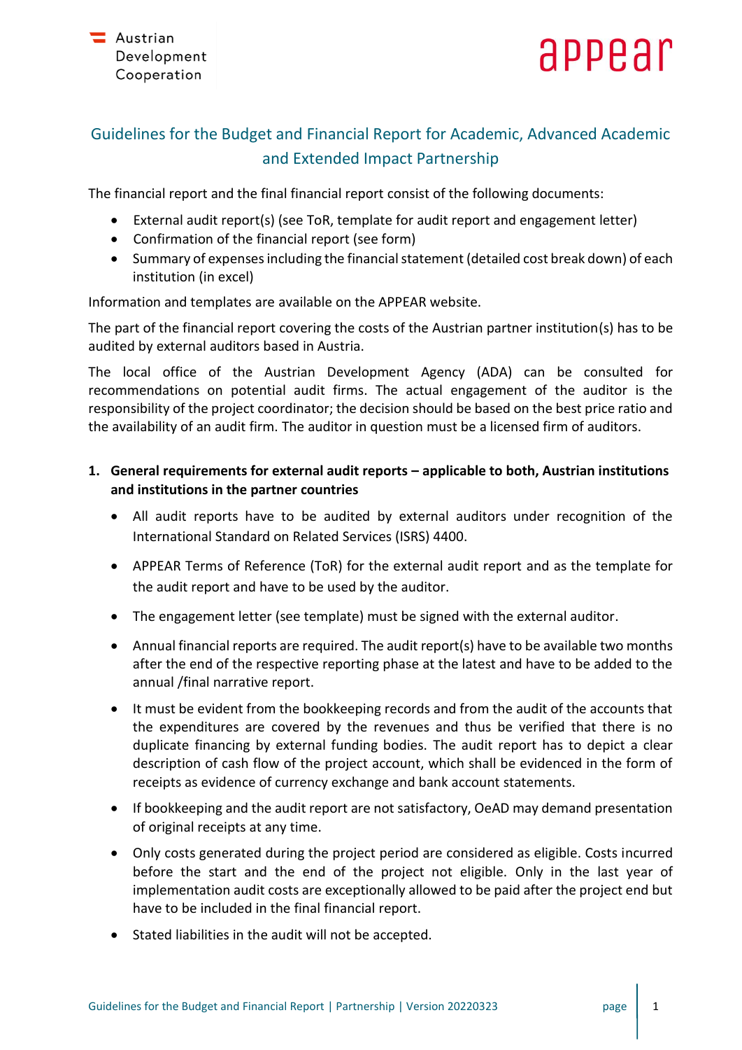# Guidelines for the Budget and Financial Report for Academic, Advanced Academic and Extended Impact Partnership

The financial report and the final financial report consist of the following documents:

- External audit report(s) (see ToR, template for audit report and engagement letter)
- Confirmation of the financial report (see form)
- Summary of expenses including the financial statement (detailed cost break down) of each institution (in excel)

Information and templates are available on the APPEAR website.

The part of the financial report covering the costs of the Austrian partner institution(s) has to be audited by external auditors based in Austria.

The local office of the Austrian Development Agency (ADA) can be consulted for recommendations on potential audit firms. The actual engagement of the auditor is the responsibility of the project coordinator; the decision should be based on the best price ratio and the availability of an audit firm. The auditor in question must be a licensed firm of auditors.

## 1. General requirements for external audit reports – applicable to both, Austrian institutions and institutions in the partner countries

- All audit reports have to be audited by external auditors under recognition of the International Standard on Related Services (ISRS) 4400.
- APPEAR Terms of Reference (ToR) for the external audit report and as the template for the audit report and have to be used by the auditor.
- The engagement letter (see template) must be signed with the external auditor.
- Annual financial reports are required. The audit report(s) have to be available two months after the end of the respective reporting phase at the latest and have to be added to the annual /final narrative report.
- It must be evident from the bookkeeping records and from the audit of the accounts that the expenditures are covered by the revenues and thus be verified that there is no duplicate financing by external funding bodies. The audit report has to depict a clear description of cash flow of the project account, which shall be evidenced in the form of receipts as evidence of currency exchange and bank account statements.
- If bookkeeping and the audit report are not satisfactory, OeAD may demand presentation of original receipts at any time.
- Only costs generated during the project period are considered as eligible. Costs incurred before the start and the end of the project not eligible. Only in the last year of implementation audit costs are exceptionally allowed to be paid after the project end but have to be included in the final financial report.
- Stated liabilities in the audit will not be accepted.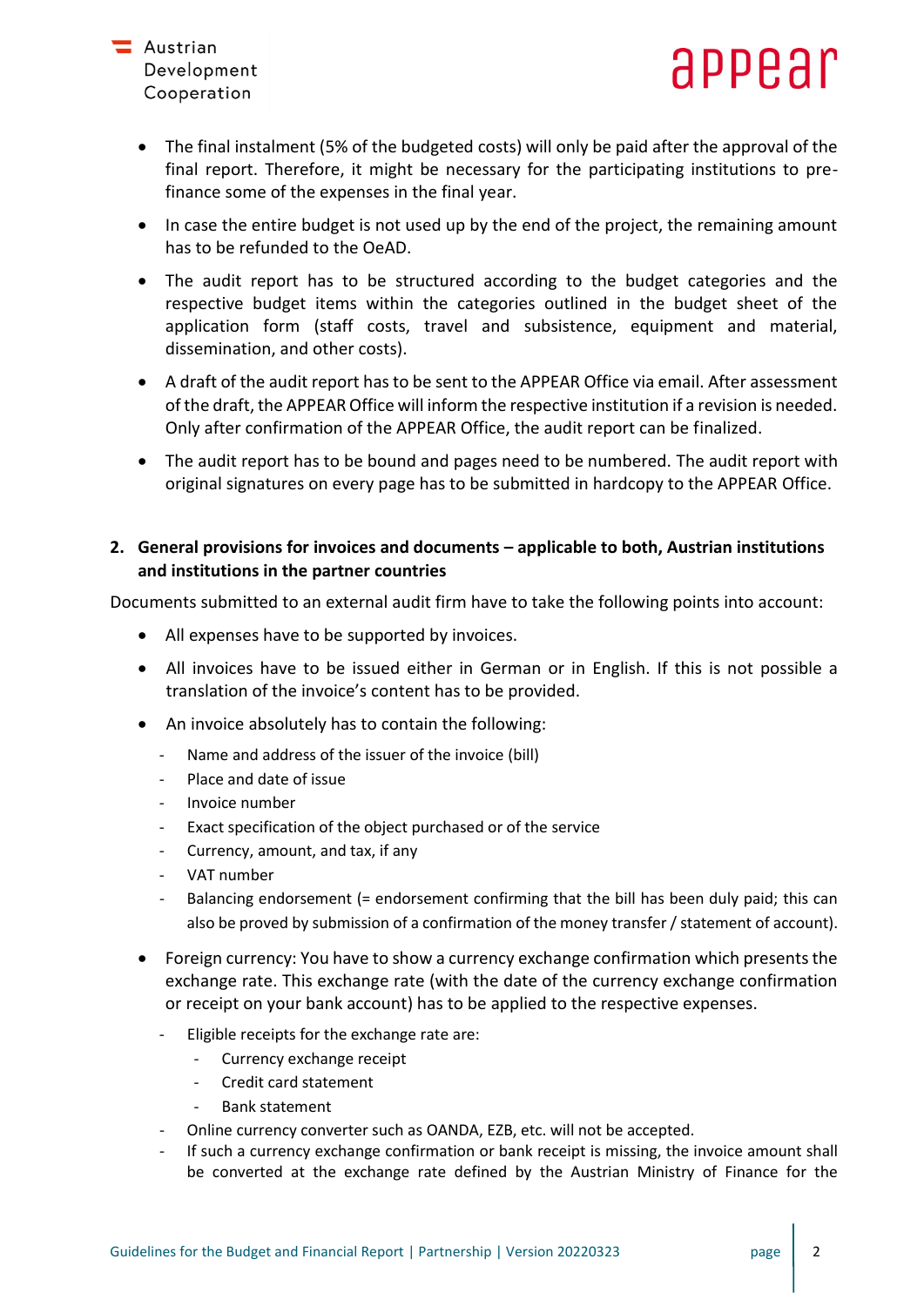- The final instalment (5% of the budgeted costs) will only be paid after the approval of the final report. Therefore, it might be necessary for the participating institutions to pre-finance some of the expenses in the final year.
- In case the entire budget is not used up by the end of the project, the remaining amount has to be refunded to the OeAD.
- The audit report has to be structured according to the budget categories and the respective budget items within the categories outlined in the budget sheet of the application form (staff costs, travel and subsistence, equipment and material, dissemination, and other costs).
- A draft of the audit report has to be sent to the APPEAR Office via email. After assessment of the draft, the APPEAR Office will inform the respective institution if a revision is needed. Only after confirmation of the APPEAR Office, the audit report can be finalized.
- The audit report has to be bound and pages need to be numbered. The audit report with original signatures on every page has to be submitted in hardcopy to the APPEAR Office.

## 2. General provisions for invoices and documents – applicable to both, Austrian institutions and institutions in the partner countries

Documents submitted to an external audit firm have to take the following points into account:

- All expenses have to be supported by invoices.
- All invoices have to be issued either in German or in English. If this is not possible a translation of the invoice's content has to be provided.
- An invoice absolutely has to contain the following:
  - Name and address of the issuer of the invoice (bill)
  - Place and date of issue
  - Invoice number
  - Exact specification of the object purchased or of the service
  - Currency, amount, and tax, if any
  - VAT number
  - Balancing endorsement (= endorsement confirming that the bill has been duly paid; this can also be proved by submission of a confirmation of the money transfer / statement of account).
- Foreign currency: You have to show a currency exchange confirmation which presents the exchange rate. This exchange rate (with the date of the currency exchange confirmation or receipt on your bank account) has to be applied to the respective expenses.
  - Eligible receipts for the exchange rate are:
    - Currency exchange receipt
    - Credit card statement
    - Bank statement
  - Online currency converter such as OANDA, EZB, etc. will not be accepted.
  - If such a currency exchange confirmation or bank receipt is missing, the invoice amount shall be converted at the exchange rate defined by the Austrian Ministry of Finance for the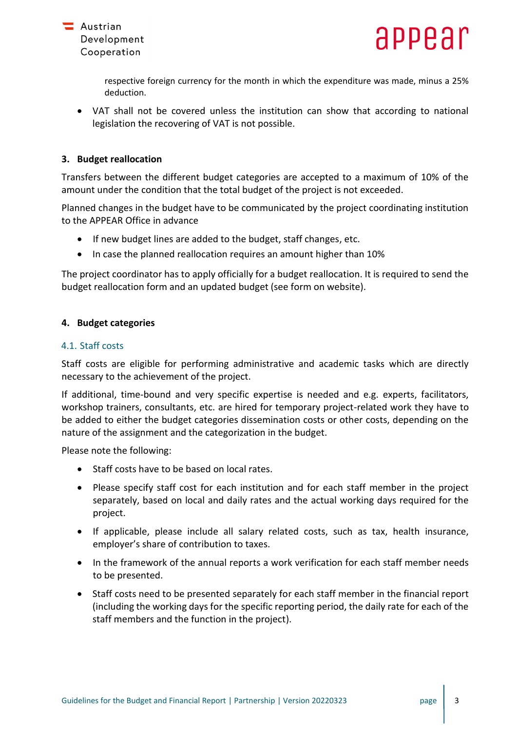respective foreign currency for the month in which the expenditure was made, minus a 25% deduction.

- VAT shall not be covered unless the institution can show that according to national legislation the recovering of VAT is not possible.

## 3. Budget reallocation

Transfers between the different budget categories are accepted to a maximum of 10% of the amount under the condition that the total budget of the project is not exceeded.

Planned changes in the budget have to be communicated by the project coordinating institution to the APPEAR Office in advance

- If new budget lines are added to the budget, staff changes, etc.
- In case the planned reallocation requires an amount higher than 10%

The project coordinator has to apply officially for a budget reallocation. It is required to send the budget reallocation form and an updated budget (see form on website).

## 4. Budget categories

### 4.1. Staff costs

Staff costs are eligible for performing administrative and academic tasks which are directly necessary to the achievement of the project.

If additional, time-bound and very specific expertise is needed and e.g. experts, facilitators, workshop trainers, consultants, etc. are hired for temporary project-related work they have to be added to either the budget categories dissemination costs or other costs, depending on the nature of the assignment and the categorization in the budget.

Please note the following:

- Staff costs have to be based on local rates.
- Please specify staff cost for each institution and for each staff member in the project separately, based on local and daily rates and the actual working days required for the project.
- If applicable, please include all salary related costs, such as tax, health insurance, employer's share of contribution to taxes.
- In the framework of the annual reports a work verification for each staff member needs to be presented.
- Staff costs need to be presented separately for each staff member in the financial report (including the working days for the specific reporting period, the daily rate for each of the staff members and the function in the project).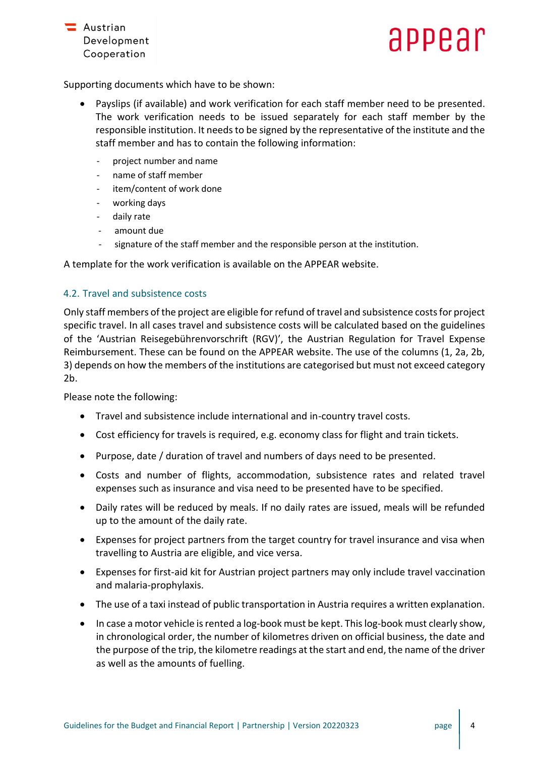Supporting documents which have to be shown:

- Payslips (if available) and work verification for each staff member need to be presented. The work verification needs to be issued separately for each staff member by the responsible institution. It needs to be signed by the representative of the institute and the staff member and has to contain the following information:
  - project number and name
  - name of staff member
  - item/content of work done
  - working days
  - daily rate
  - amount due
  - signature of the staff member and the responsible person at the institution.

A template for the work verification is available on the APPEAR website.

### 4.2. Travel and subsistence costs

Only staff members of the project are eligible for refund of travel and subsistence costs for project specific travel. In all cases travel and subsistence costs will be calculated based on the guidelines of the 'Austrian Reisegebührenvorschrift (RGV)', the Austrian Regulation for Travel Expense Reimbursement. These can be found on the APPEAR website. The use of the columns (1, 2a, 2b, 3) depends on how the members of the institutions are categorised but must not exceed category 2b.

Please note the following:

- Travel and subsistence include international and in-country travel costs.
- Cost efficiency for travels is required, e.g. economy class for flight and train tickets.
- Purpose, date / duration of travel and numbers of days need to be presented.
- Costs and number of flights, accommodation, subsistence rates and related travel expenses such as insurance and visa need to be presented have to be specified.
- Daily rates will be reduced by meals. If no daily rates are issued, meals will be refunded up to the amount of the daily rate.
- Expenses for project partners from the target country for travel insurance and visa when travelling to Austria are eligible, and vice versa.
- Expenses for first-aid kit for Austrian project partners may only include travel vaccination and malaria-prophylaxis.
- The use of a taxi instead of public transportation in Austria requires a written explanation.
- In case a motor vehicle is rented a log-book must be kept. This log-book must clearly show, in chronological order, the number of kilometres driven on official business, the date and the purpose of the trip, the kilometre readings at the start and end, the name of the driver as well as the amounts of fuelling.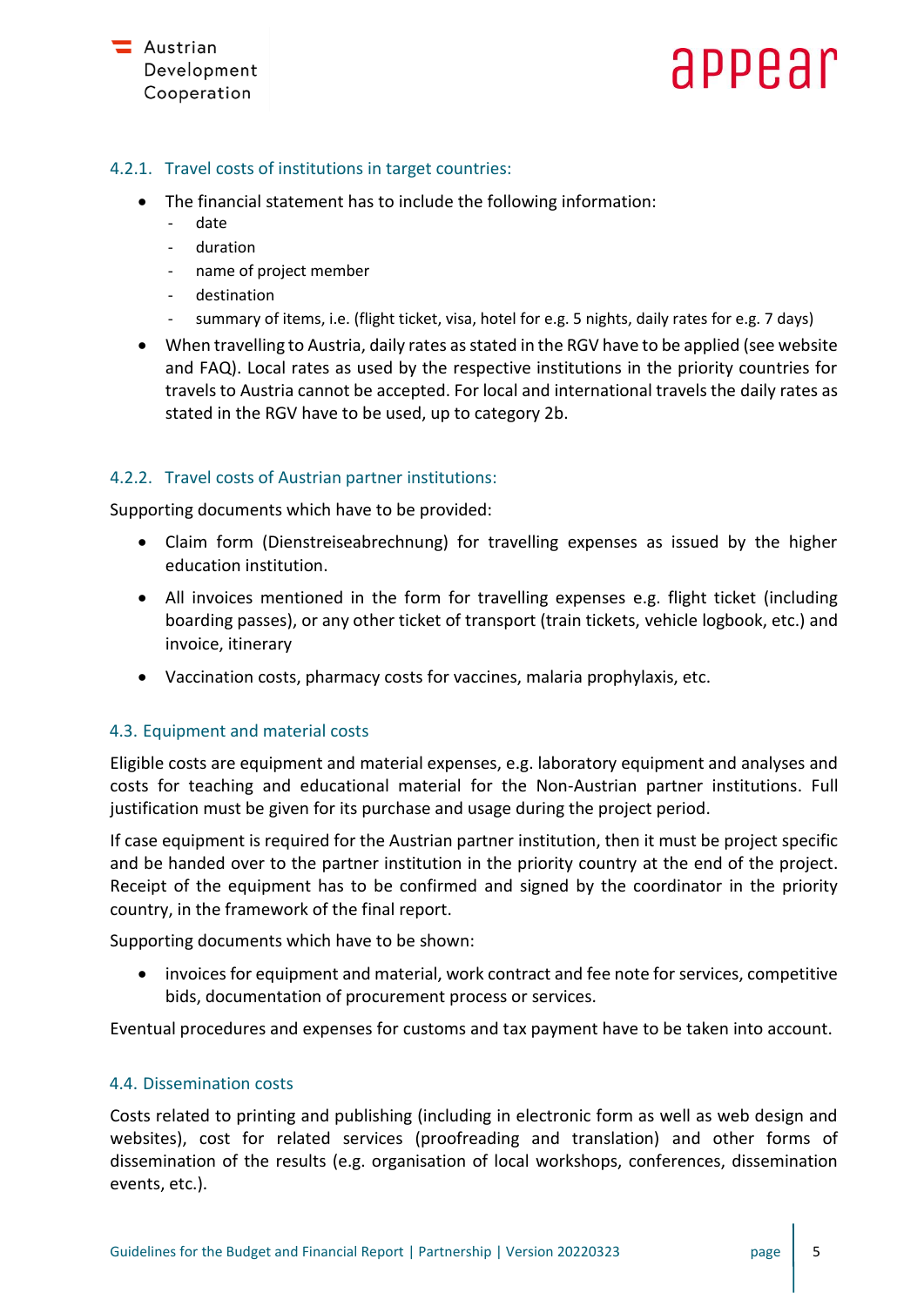### 4.2.1. Travel costs of institutions in target countries:

- The financial statement has to include the following information:
  - date
  - duration
  - name of project member
  - destination
  - summary of items, i.e. (flight ticket, visa, hotel for e.g. 5 nights, daily rates for e.g. 7 days)
- When travelling to Austria, daily rates as stated in the RGV have to be applied (see website and FAQ). Local rates as used by the respective institutions in the priority countries for travels to Austria cannot be accepted. For local and international travels the daily rates as stated in the RGV have to be used, up to category 2b.

### 4.2.2. Travel costs of Austrian partner institutions:

Supporting documents which have to be provided:

- Claim form (Dienstreiseabrechnung) for travelling expenses as issued by the higher education institution.
- All invoices mentioned in the form for travelling expenses e.g. flight ticket (including boarding passes), or any other ticket of transport (train tickets, vehicle logbook, etc.) and invoice, itinerary
- Vaccination costs, pharmacy costs for vaccines, malaria prophylaxis, etc.

## 4.3. Equipment and material costs

Eligible costs are equipment and material expenses, e.g. laboratory equipment and analyses and costs for teaching and educational material for the Non-Austrian partner institutions. Full justification must be given for its purchase and usage during the project period.

If case equipment is required for the Austrian partner institution, then it must be project specific and be handed over to the partner institution in the priority country at the end of the project. Receipt of the equipment has to be confirmed and signed by the coordinator in the priority country, in the framework of the final report.

Supporting documents which have to be shown:

- invoices for equipment and material, work contract and fee note for services, competitive bids, documentation of procurement process or services.

Eventual procedures and expenses for customs and tax payment have to be taken into account.

## 4.4. Dissemination costs

Costs related to printing and publishing (including in electronic form as well as web design and websites), cost for related services (proofreading and translation) and other forms of dissemination of the results (e.g. organisation of local workshops, conferences, dissemination events, etc.).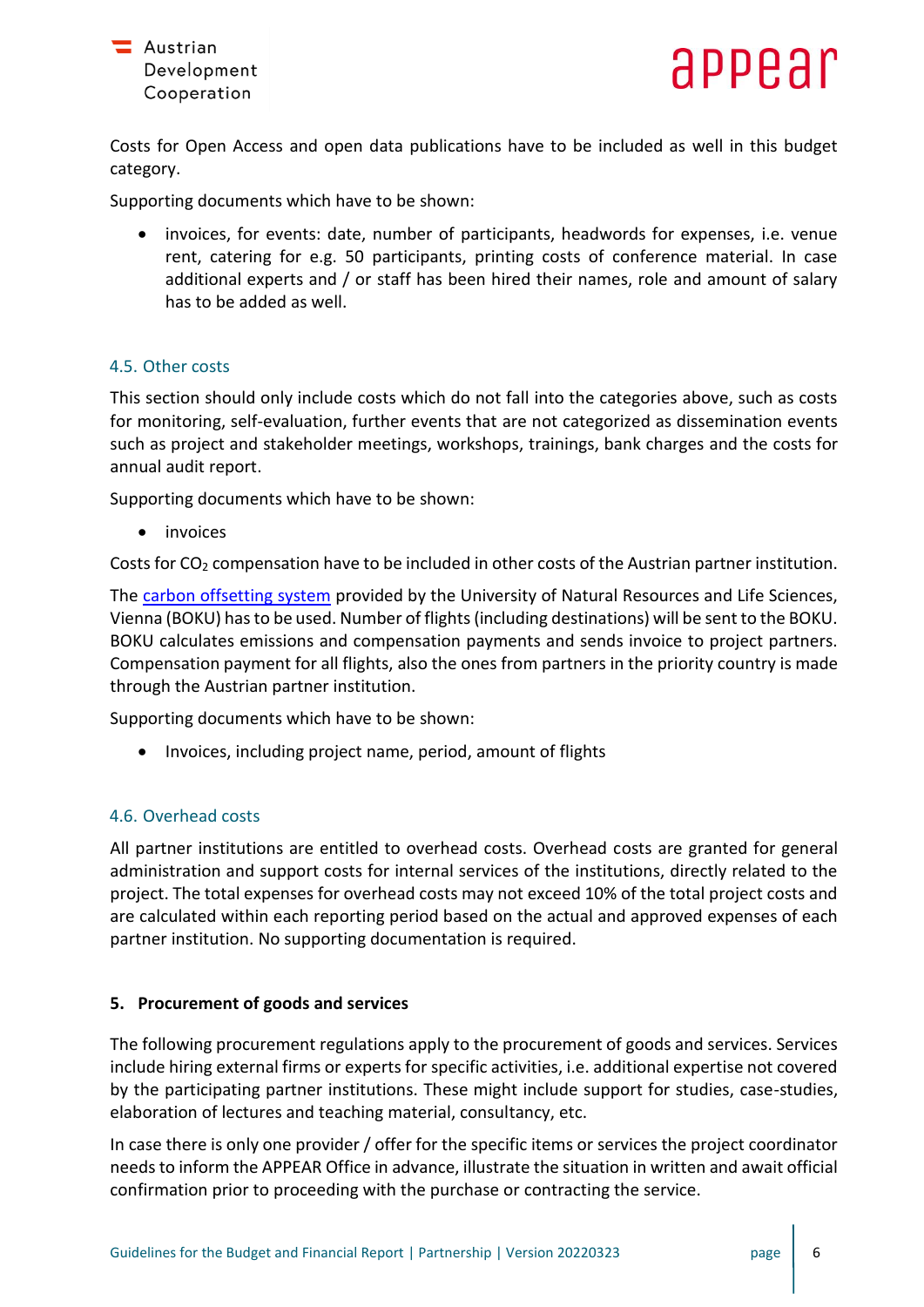Costs for Open Access and open data publications have to be included as well in this budget category.

Supporting documents which have to be shown:

- invoices, for events: date, number of participants, headwords for expenses, i.e. venue rent, catering for e.g. 50 participants, printing costs of conference material. In case additional experts and / or staff has been hired their names, role and amount of salary has to be added as well.

### 4.5. Other costs

This section should only include costs which do not fall into the categories above, such as costs for monitoring, self-evaluation, further events that are not categorized as dissemination events such as project and stakeholder meetings, workshops, trainings, bank charges and the costs for annual audit report.

Supporting documents which have to be shown:

- invoices

Costs for $CO_2$ compensation have to be included in other costs of the Austrian partner institution.

The carbon offsetting system provided by the University of Natural Resources and Life Sciences, Vienna (BOKU) has to be used. Number of flights (including destinations) will be sent to the BOKU. BOKU calculates emissions and compensation payments and sends invoice to project partners. Compensation payment for all flights, also the ones from partners in the priority country is made through the Austrian partner institution.

Supporting documents which have to be shown:

- Invoices, including project name, period, amount of flights

### 4.6. Overhead costs

All partner institutions are entitled to overhead costs. Overhead costs are granted for general administration and support costs for internal services of the institutions, directly related to the project. The total expenses for overhead costs may not exceed 10% of the total project costs and are calculated within each reporting period based on the actual and approved expenses of each partner institution. No supporting documentation is required.

## 5. Procurement of goods and services

The following procurement regulations apply to the procurement of goods and services. Services include hiring external firms or experts for specific activities, i.e. additional expertise not covered by the participating partner institutions. These might include support for studies, case-studies, elaboration of lectures and teaching material, consultancy, etc.

In case there is only one provider / offer for the specific items or services the project coordinator needs to inform the APPEAR Office in advance, illustrate the situation in written and await official confirmation prior to proceeding with the purchase or contracting the service.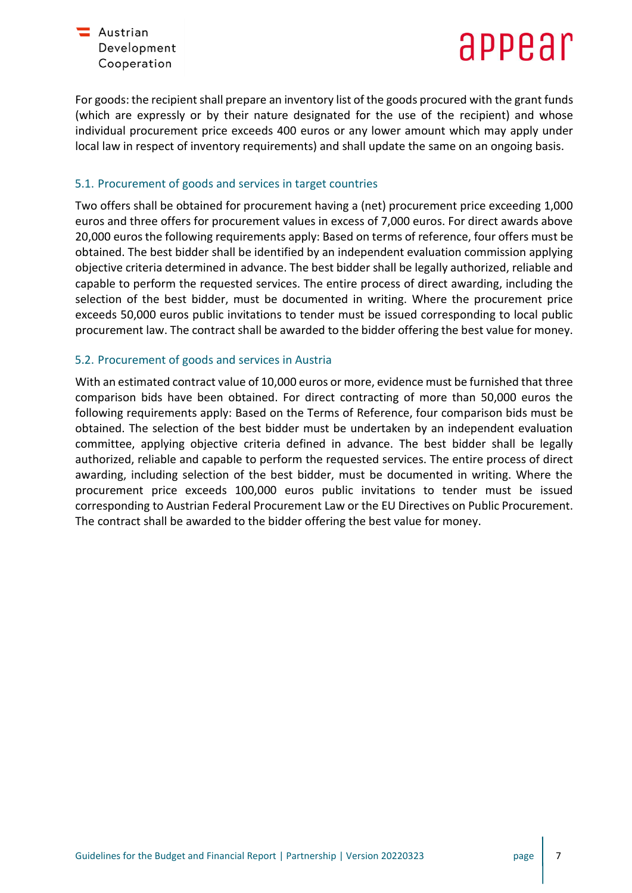For goods: the recipient shall prepare an inventory list of the goods procured with the grant funds (which are expressly or by their nature designated for the use of the recipient) and whose individual procurement price exceeds 400 euros or any lower amount which may apply under local law in respect of inventory requirements) and shall update the same on an ongoing basis.

### 5.1. Procurement of goods and services in target countries

Two offers shall be obtained for procurement having a (net) procurement price exceeding 1,000 euros and three offers for procurement values in excess of 7,000 euros. For direct awards above 20,000 euros the following requirements apply: Based on terms of reference, four offers must be obtained. The best bidder shall be identified by an independent evaluation commission applying objective criteria determined in advance. The best bidder shall be legally authorized, reliable and capable to perform the requested services. The entire process of direct awarding, including the selection of the best bidder, must be documented in writing. Where the procurement price exceeds 50,000 euros public invitations to tender must be issued corresponding to local public procurement law. The contract shall be awarded to the bidder offering the best value for money.

### 5.2. Procurement of goods and services in Austria

With an estimated contract value of 10,000 euros or more, evidence must be furnished that three comparison bids have been obtained. For direct contracting of more than 50,000 euros the following requirements apply: Based on the Terms of Reference, four comparison bids must be obtained. The selection of the best bidder must be undertaken by an independent evaluation committee, applying objective criteria defined in advance. The best bidder shall be legally authorized, reliable and capable to perform the requested services. The entire process of direct awarding, including selection of the best bidder, must be documented in writing. Where the procurement price exceeds 100,000 euros public invitations to tender must be issued corresponding to Austrian Federal Procurement Law or the EU Directives on Public Procurement. The contract shall be awarded to the bidder offering the best value for money.